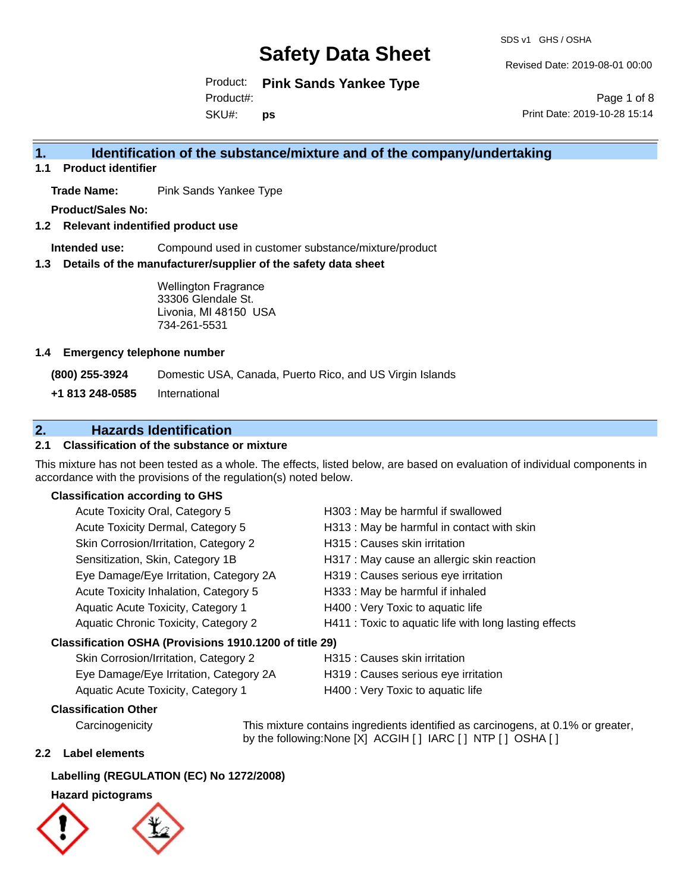# Safety Data Sheet

SDS v1 GHS / OSHA

Revised Date: 2019-08-01 00:00

Product: **Pink Sands Yankee Type**

Product#:

SKU#: **ps**

Print Date: 2019-10-28 15:14

## 1. Identification of the substance/mixture and of the company/undertaking

### 1.1 Product identifier

**Trade Name:** Pink Sands Yankee Type

**Product/Sales No:**

### 1.2 Relevant indentified product use

**Intended use:** Compound used in customer substance/mixture/product

### 1.3 Details of the manufacturer/supplier of the safety data sheet

Wellington Fragrance
33306 Glendale St.
Livonia, MI 48150 USA
734-261-5531

### 1.4 Emergency telephone number

**(800) 255-3924** Domestic USA, Canada, Puerto Rico, and US Virgin Islands

**+1 813 248-0585** International

## 2. Hazards Identification

### 2.1 Classification of the substance or mixture

This mixture has not been tested as a whole. The effects, listed below, are based on evaluation of individual components in accordance with the provisions of the regulation(s) noted below.

**Classification according to GHS**

| | |
|---|---|
| Acute Toxicity Oral, Category 5 | H303 : May be harmful if swallowed |
| Acute Toxicity Dermal, Category 5 | H313 : May be harmful in contact with skin |
| Skin Corrosion/Irritation, Category 2 | H315 : Causes skin irritation |
| Sensitization, Skin, Category 1B | H317 : May cause an allergic skin reaction |
| Eye Damage/Eye Irritation, Category 2A | H319 : Causes serious eye irritation |
| Acute Toxicity Inhalation, Category 5 | H333 : May be harmful if inhaled |
| Aquatic Acute Toxicity, Category 1 | H400 : Very Toxic to aquatic life |
| Aquatic Chronic Toxicity, Category 2 | H411 : Toxic to aquatic life with long lasting effects |

**Classification OSHA (Provisions 1910.1200 of title 29)**

| | |
|---|---|
| Skin Corrosion/Irritation, Category 2 | H315 : Causes skin irritation |
| Eye Damage/Eye Irritation, Category 2A | H319 : Causes serious eye irritation |
| Aquatic Acute Toxicity, Category 1 | H400 : Very Toxic to aquatic life |

**Classification Other**

Carcinogenicity — This mixture contains ingredients identified as carcinogens, at 0.1% or greater, by the following:None [X] ACGIH [ ] IARC [ ] NTP [ ] OSHA [ ]

### 2.2 Label elements

**Labelling (REGULATION (EC) No 1272/2008)**

**Hazard pictograms**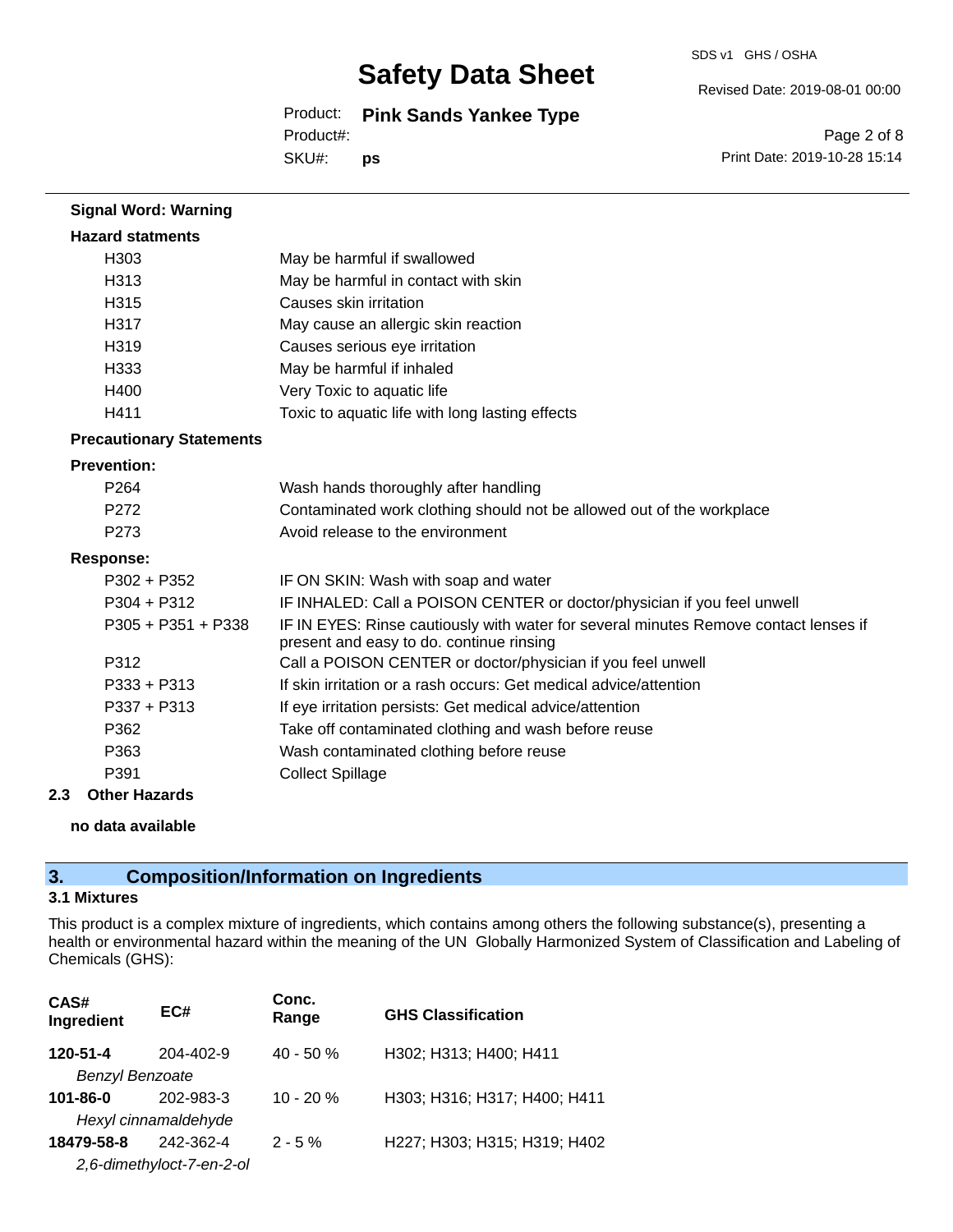**Signal Word: Warning**

**Hazard statments**

| | |
|---|---|
| H303 | May be harmful if swallowed |
| H313 | May be harmful in contact with skin |
| H315 | Causes skin irritation |
| H317 | May cause an allergic skin reaction |
| H319 | Causes serious eye irritation |
| H333 | May be harmful if inhaled |
| H400 | Very Toxic to aquatic life |
| H411 | Toxic to aquatic life with long lasting effects |

**Precautionary Statements**

**Prevention:**

| | |
|---|---|
| P264 | Wash hands thoroughly after handling |
| P272 | Contaminated work clothing should not be allowed out of the workplace |
| P273 | Avoid release to the environment |

**Response:**

| | |
|---|---|
| P302 + P352 | IF ON SKIN: Wash with soap and water |
| P304 + P312 | IF INHALED: Call a POISON CENTER or doctor/physician if you feel unwell |
| P305 + P351 + P338 | IF IN EYES: Rinse cautiously with water for several minutes Remove contact lenses if present and easy to do. continue rinsing |
| P312 | Call a POISON CENTER or doctor/physician if you feel unwell |
| P333 + P313 | If skin irritation or a rash occurs: Get medical advice/attention |
| P337 + P313 | If eye irritation persists: Get medical advice/attention |
| P362 | Take off contaminated clothing and wash before reuse |
| P363 | Wash contaminated clothing before reuse |
| P391 | Collect Spillage |

### 2.3 Other Hazards

**no data available**

## 3. Composition/Information on Ingredients

### 3.1 Mixtures

This product is a complex mixture of ingredients, which contains among others the following substance(s), presenting a health or environmental hazard within the meaning of the UN Globally Harmonized System of Classification and Labeling of Chemicals (GHS):

| CAS# Ingredient | EC# | Conc. Range | GHS Classification |
|---|---|---|---|
| **120-51-4** *Benzyl Benzoate* | 204-402-9 | 40 - 50 % | H302; H313; H400; H411 |
| **101-86-0** *Hexyl cinnamaldehyde* | 202-983-3 | 10 - 20 % | H303; H316; H317; H400; H411 |
| **18479-58-8** *2,6-dimethyloct-7-en-2-ol* | 242-362-4 | 2 - 5 % | H227; H303; H315; H319; H402 |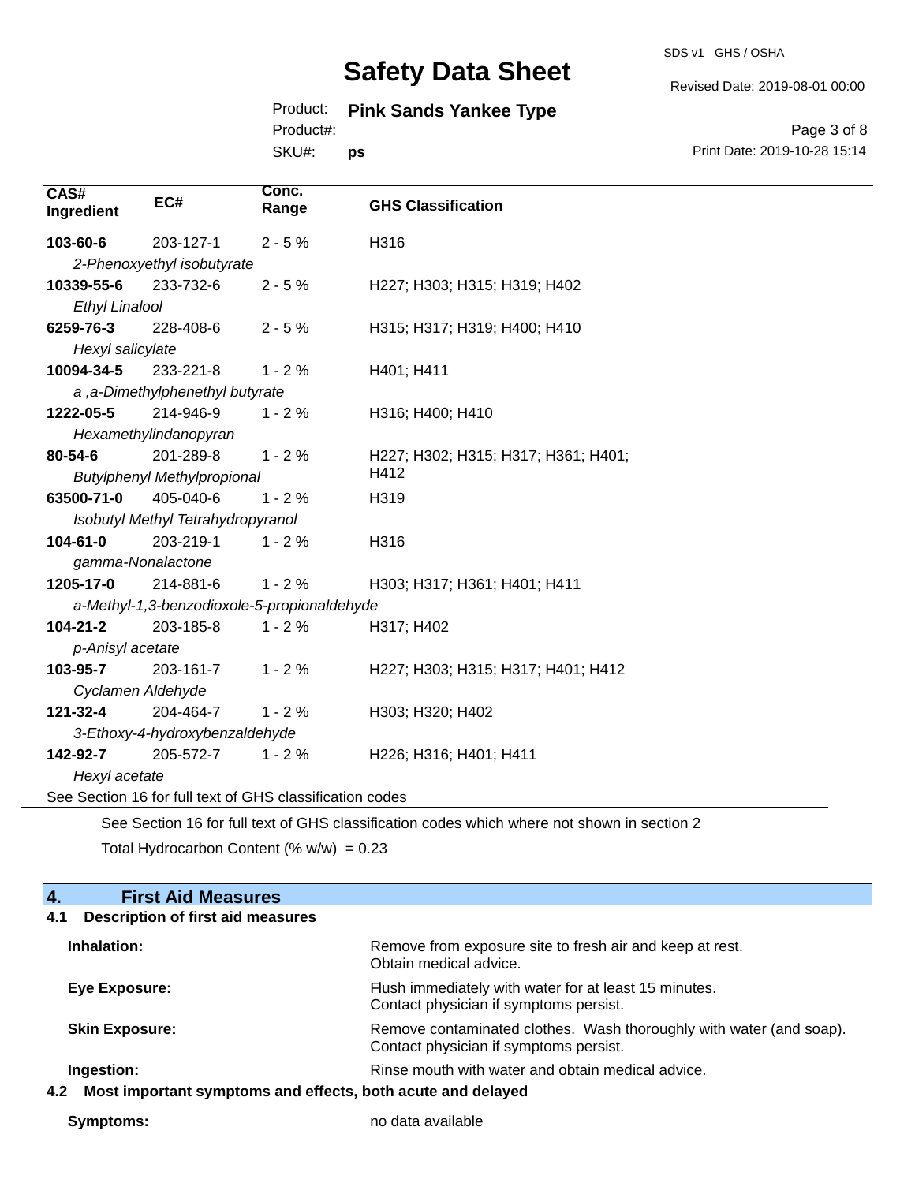| CAS# Ingredient | EC# | Conc. Range | GHS Classification |
|---|---|---|---|
| **103-60-6** | 203-127-1 | 2 - 5 % | H316 |
| *2-Phenoxyethyl isobutyrate* | | | |
| **10339-55-6** | 233-732-6 | 2 - 5 % | H227; H303; H315; H319; H402 |
| *Ethyl Linalool* | | | |
| **6259-76-3** | 228-408-6 | 2 - 5 % | H315; H317; H319; H400; H410 |
| *Hexyl salicylate* | | | |
| **10094-34-5** | 233-221-8 | 1 - 2 % | H401; H411 |
| *a ,a-Dimethylphenethyl butyrate* | | | |
| **1222-05-5** | 214-946-9 | 1 - 2 % | H316; H400; H410 |
| *Hexamethylindanopyran* | | | |
| **80-54-6** | 201-289-8 | 1 - 2 % | H227; H302; H315; H317; H361; H401; H412 |
| *Butylphenyl Methylpropional* | | | |
| **63500-71-0** | 405-040-6 | 1 - 2 % | H319 |
| *Isobutyl Methyl Tetrahydropyranol* | | | |
| **104-61-0** | 203-219-1 | 1 - 2 % | H316 |
| *gamma-Nonalactone* | | | |
| **1205-17-0** | 214-881-6 | 1 - 2 % | H303; H317; H361; H401; H411 |
| *a-Methyl-1,3-benzodioxole-5-propionaldehyde* | | | |
| **104-21-2** | 203-185-8 | 1 - 2 % | H317; H402 |
| *p-Anisyl acetate* | | | |
| **103-95-7** | 203-161-7 | 1 - 2 % | H227; H303; H315; H317; H401; H412 |
| *Cyclamen Aldehyde* | | | |
| **121-32-4** | 204-464-7 | 1 - 2 % | H303; H320; H402 |
| *3-Ethoxy-4-hydroxybenzaldehyde* | | | |
| **142-92-7** | 205-572-7 | 1 - 2 % | H226; H316; H401; H411 |
| *Hexyl acetate* | | | |

See Section 16 for full text of GHS classification codes

See Section 16 for full text of GHS classification codes which where not shown in section 2

Total Hydrocarbon Content (% w/w) = 0.23

## 4. First Aid Measures

### 4.1 Description of first aid measures

**Inhalation:** Remove from exposure site to fresh air and keep at rest. Obtain medical advice.

**Eye Exposure:** Flush immediately with water for at least 15 minutes. Contact physician if symptoms persist.

**Skin Exposure:** Remove contaminated clothes. Wash thoroughly with water (and soap). Contact physician if symptoms persist.

**Ingestion:** Rinse mouth with water and obtain medical advice.

### 4.2 Most important symptoms and effects, both acute and delayed

**Symptoms:** no data available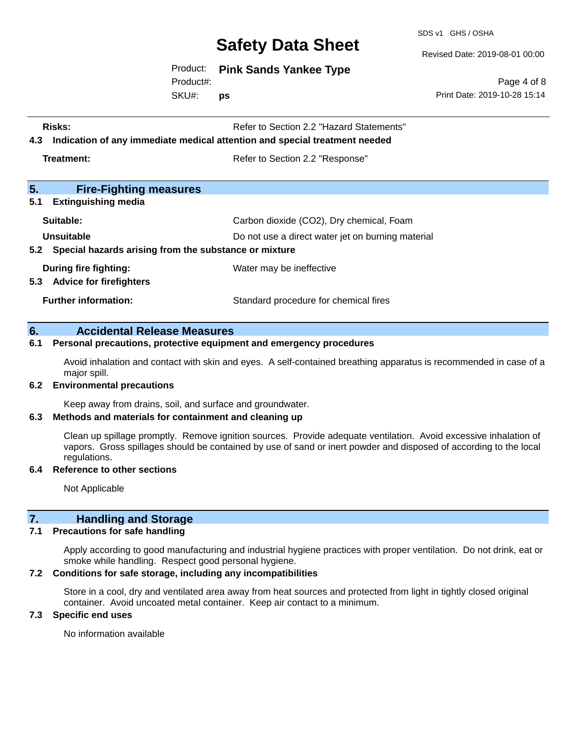**Risks:** Refer to Section 2.2 "Hazard Statements"

**4.3 Indication of any immediate medical attention and special treatment needed**

**Treatment:** Refer to Section 2.2 "Response"

## 5. Fire-Fighting measures

**5.1 Extinguishing media**

**Suitable:** Carbon dioxide ($CO_2$), Dry chemical, Foam

**Unsuitable** Do not use a direct water jet on burning material

**5.2 Special hazards arising from the substance or mixture**

**During fire fighting:** Water may be ineffective

**5.3 Advice for firefighters**

**Further information:** Standard procedure for chemical fires

## 6. Accidental Release Measures

**6.1 Personal precautions, protective equipment and emergency procedures**

Avoid inhalation and contact with skin and eyes. A self-contained breathing apparatus is recommended in case of a major spill.

**6.2 Environmental precautions**

Keep away from drains, soil, and surface and groundwater.

**6.3 Methods and materials for containment and cleaning up**

Clean up spillage promptly. Remove ignition sources. Provide adequate ventilation. Avoid excessive inhalation of vapors. Gross spillages should be contained by use of sand or inert powder and disposed of according to the local regulations.

**6.4 Reference to other sections**

Not Applicable

## 7. Handling and Storage

**7.1 Precautions for safe handling**

Apply according to good manufacturing and industrial hygiene practices with proper ventilation. Do not drink, eat or smoke while handling. Respect good personal hygiene.

**7.2 Conditions for safe storage, including any incompatibilities**

Store in a cool, dry and ventilated area away from heat sources and protected from light in tightly closed original container. Avoid uncoated metal container. Keep air contact to a minimum.

**7.3 Specific end uses**

No information available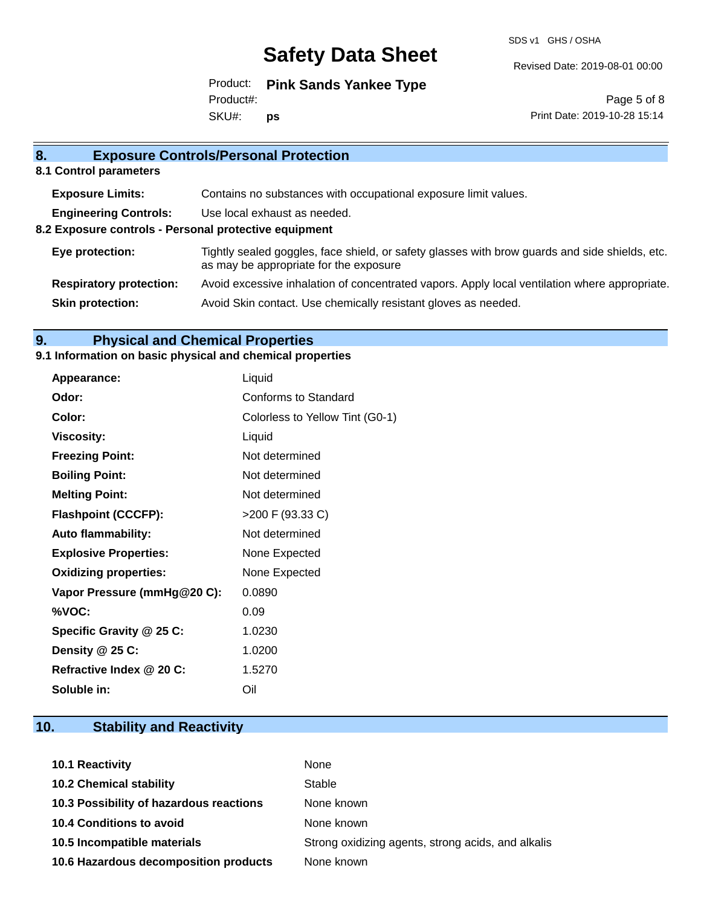## 8. Exposure Controls/Personal Protection

### 8.1 Control parameters

| | |
|---|---|
| **Exposure Limits:** | Contains no substances with occupational exposure limit values. |
| **Engineering Controls:** | Use local exhaust as needed. |

### 8.2 Exposure controls - Personal protective equipment

| | |
|---|---|
| **Eye protection:** | Tightly sealed goggles, face shield, or safety glasses with brow guards and side shields, etc. as may be appropriate for the exposure |
| **Respiratory protection:** | Avoid excessive inhalation of concentrated vapors. Apply local ventilation where appropriate. |
| **Skin protection:** | Avoid Skin contact. Use chemically resistant gloves as needed. |

## 9. Physical and Chemical Properties

### 9.1 Information on basic physical and chemical properties

| | |
|---|---|
| **Appearance:** | Liquid |
| **Odor:** | Conforms to Standard |
| **Color:** | Colorless to Yellow Tint (G0-1) |
| **Viscosity:** | Liquid |
| **Freezing Point:** | Not determined |
| **Boiling Point:** | Not determined |
| **Melting Point:** | Not determined |
| **Flashpoint (CCCFP):** | >200 F (93.33 C) |
| **Auto flammability:** | Not determined |
| **Explosive Properties:** | None Expected |
| **Oxidizing properties:** | None Expected |
| **Vapor Pressure (mmHg@20 C):** | 0.0890 |
| **%VOC:** | 0.09 |
| **Specific Gravity @ 25 C:** | 1.0230 |
| **Density @ 25 C:** | 1.0200 |
| **Refractive Index @ 20 C:** | 1.5270 |
| **Soluble in:** | Oil |

## 10. Stability and Reactivity

| | |
|---|---|
| **10.1 Reactivity** | None |
| **10.2 Chemical stability** | Stable |
| **10.3 Possibility of hazardous reactions** | None known |
| **10.4 Conditions to avoid** | None known |
| **10.5 Incompatible materials** | Strong oxidizing agents, strong acids, and alkalis |
| **10.6 Hazardous decomposition products** | None known |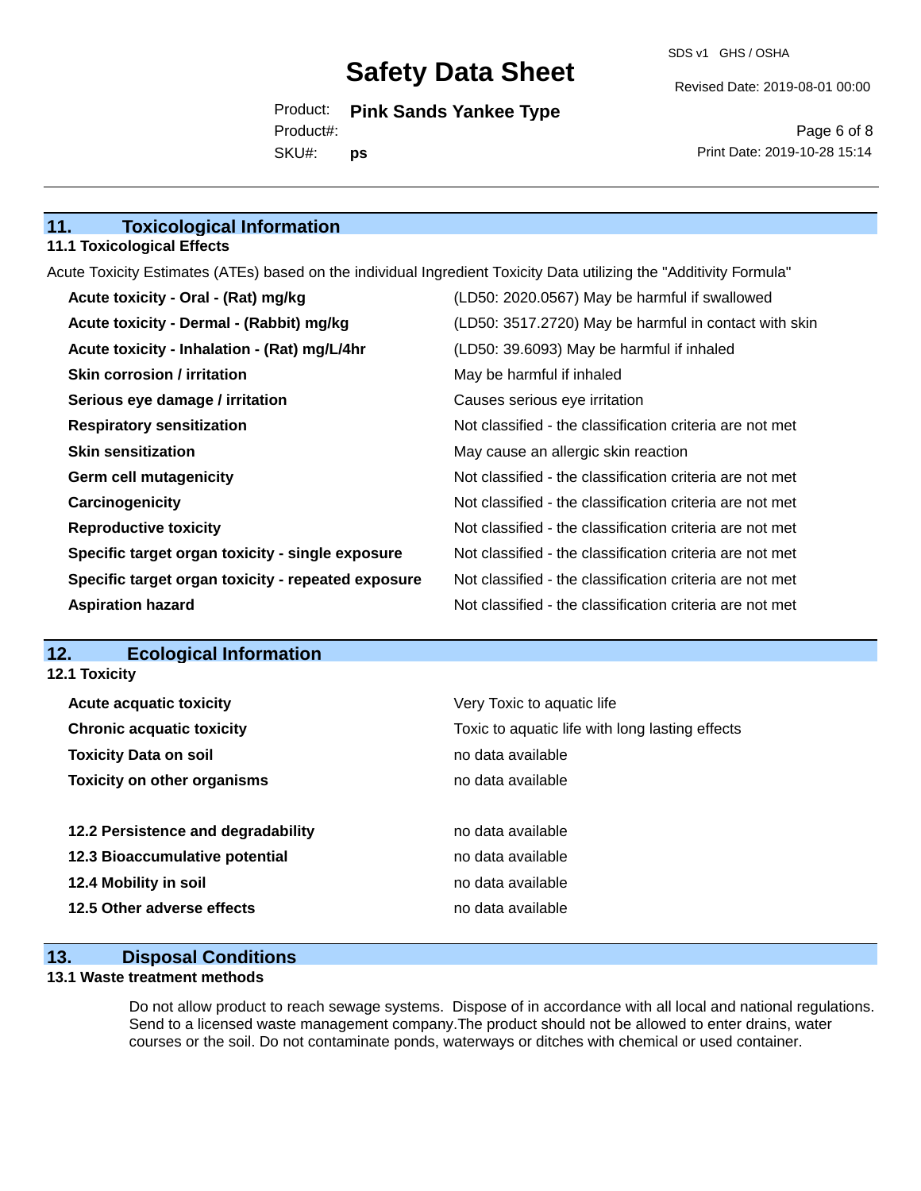## 11. Toxicological Information

### 11.1 Toxicological Effects

Acute Toxicity Estimates (ATEs) based on the individual Ingredient Toxicity Data utilizing the "Additivity Formula"

| | |
|---|---|
| **Acute toxicity - Oral - (Rat) mg/kg** | (LD50: 2020.0567) May be harmful if swallowed |
| **Acute toxicity - Dermal - (Rabbit) mg/kg** | (LD50: 3517.2720) May be harmful in contact with skin |
| **Acute toxicity - Inhalation - (Rat) mg/L/4hr** | (LD50: 39.6093) May be harmful if inhaled |
| **Skin corrosion / irritation** | May be harmful if inhaled |
| **Serious eye damage / irritation** | Causes serious eye irritation |
| **Respiratory sensitization** | Not classified - the classification criteria are not met |
| **Skin sensitization** | May cause an allergic skin reaction |
| **Germ cell mutagenicity** | Not classified - the classification criteria are not met |
| **Carcinogenicity** | Not classified - the classification criteria are not met |
| **Reproductive toxicity** | Not classified - the classification criteria are not met |
| **Specific target organ toxicity - single exposure** | Not classified - the classification criteria are not met |
| **Specific target organ toxicity - repeated exposure** | Not classified - the classification criteria are not met |
| **Aspiration hazard** | Not classified - the classification criteria are not met |

## 12. Ecological Information

### 12.1 Toxicity

| | |
|---|---|
| **Acute acquatic toxicity** | Very Toxic to aquatic life |
| **Chronic acquatic toxicity** | Toxic to aquatic life with long lasting effects |
| **Toxicity Data on soil** | no data available |
| **Toxicity on other organisms** | no data available |

| | |
|---|---|
| **12.2 Persistence and degradability** | no data available |
| **12.3 Bioaccumulative potential** | no data available |
| **12.4 Mobility in soil** | no data available |
| **12.5 Other adverse effects** | no data available |

## 13. Disposal Conditions

### 13.1 Waste treatment methods

Do not allow product to reach sewage systems. Dispose of in accordance with all local and national regulations. Send to a licensed waste management company.The product should not be allowed to enter drains, water courses or the soil. Do not contaminate ponds, waterways or ditches with chemical or used container.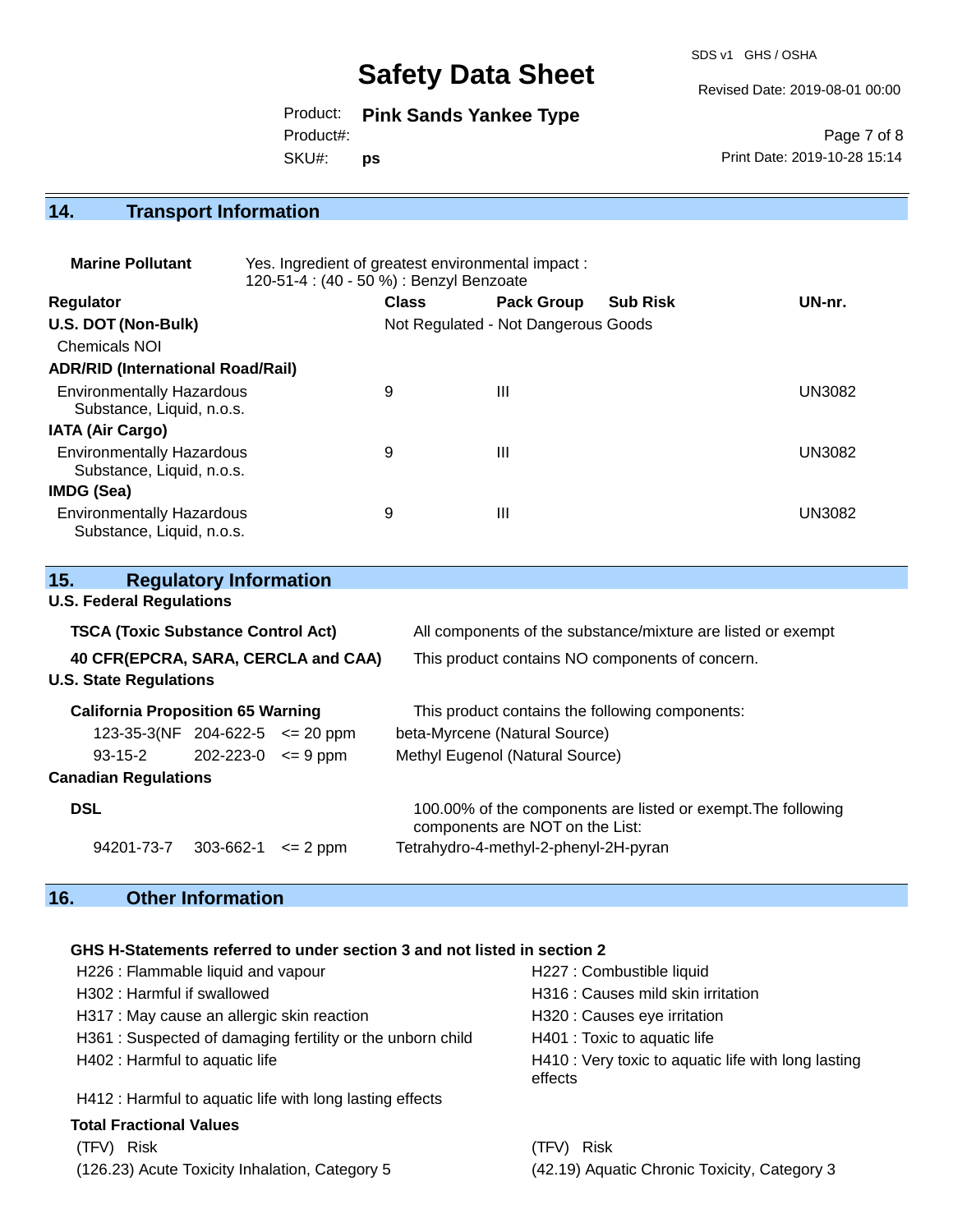## 14. Transport Information

**Marine Pollutant** Yes. Ingredient of greatest environmental impact :
120-51-4 : (40 - 50 %) : Benzyl Benzoate

| Regulator | Class | Pack Group | Sub Risk | UN-nr. |
|---|---|---|---|---|
| **U.S. DOT (Non-Bulk)** | Not Regulated - Not Dangerous Goods | | | |
| Chemicals NOI | | | | |
| **ADR/RID (International Road/Rail)** | | | | |
| Environmentally Hazardous Substance, Liquid, n.o.s. | 9 | III | | UN3082 |
| **IATA (Air Cargo)** | | | | |
| Environmentally Hazardous Substance, Liquid, n.o.s. | 9 | III | | UN3082 |
| **IMDG (Sea)** | | | | |
| Environmentally Hazardous Substance, Liquid, n.o.s. | 9 | III | | UN3082 |

## 15. Regulatory Information

**U.S. Federal Regulations**

**TSCA (Toxic Substance Control Act)** All components of the substance/mixture are listed or exempt

**40 CFR(EPCRA, SARA, CERCLA and CAA)** This product contains NO components of concern.

**U.S. State Regulations**

**California Proposition 65 Warning** This product contains the following components:

| | | | |
|---|---|---|---|
| 123-35-3(NF | 204-622-5 | <= 20 ppm | beta-Myrcene (Natural Source) |
| 93-15-2 | 202-223-0 | <= 9 ppm | Methyl Eugenol (Natural Source) |

**Canadian Regulations**

**DSL** 100.00% of the components are listed or exempt.The following components are NOT on the List:

| | | | |
|---|---|---|---|
| 94201-73-7 | 303-662-1 | <= 2 ppm | Tetrahydro-4-methyl-2-phenyl-2H-pyran |

## 16. Other Information

**GHS H-Statements referred to under section 3 and not listed in section 2**

H226 : Flammable liquid and vapour
H227 : Combustible liquid
H302 : Harmful if swallowed
H316 : Causes mild skin irritation
H317 : May cause an allergic skin reaction
H320 : Causes eye irritation
H361 : Suspected of damaging fertility or the unborn child
H401 : Toxic to aquatic life
H402 : Harmful to aquatic life
H410 : Very toxic to aquatic life with long lasting effects
H412 : Harmful to aquatic life with long lasting effects

**Total Fractional Values**

| (TFV) Risk | (TFV) Risk |
|---|---|
| (126.23) Acute Toxicity Inhalation, Category 5 | (42.19) Aquatic Chronic Toxicity, Category 3 |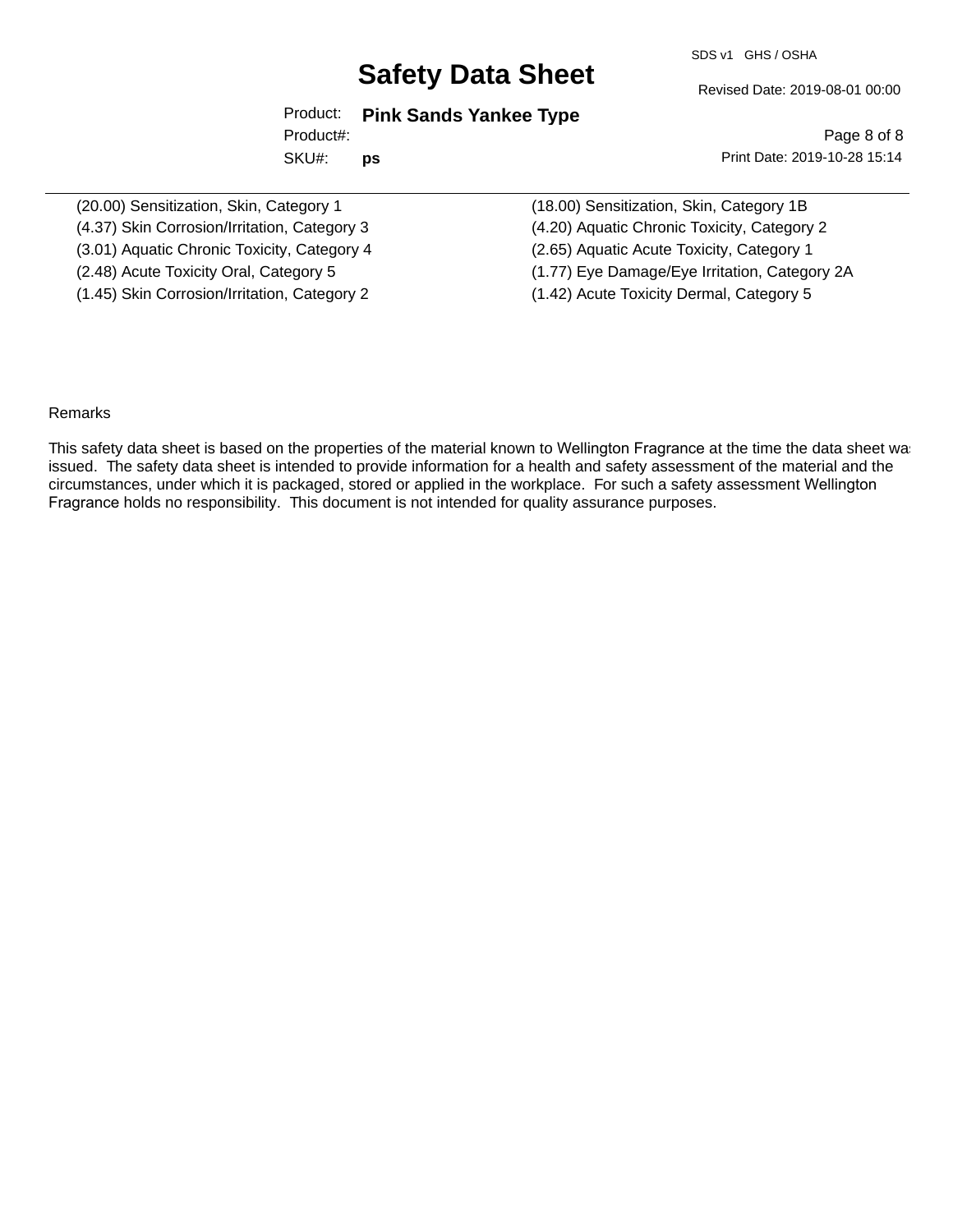(20.00) Sensitization, Skin, Category 1
(18.00) Sensitization, Skin, Category 1B
(4.37) Skin Corrosion/Irritation, Category 3
(4.20) Aquatic Chronic Toxicity, Category 2
(3.01) Aquatic Chronic Toxicity, Category 4
(2.65) Aquatic Acute Toxicity, Category 1
(2.48) Acute Toxicity Oral, Category 5
(1.77) Eye Damage/Eye Irritation, Category 2A
(1.45) Skin Corrosion/Irritation, Category 2
(1.42) Acute Toxicity Dermal, Category 5

Remarks

This safety data sheet is based on the properties of the material known to Wellington Fragrance at the time the data sheet was issued. The safety data sheet is intended to provide information for a health and safety assessment of the material and the circumstances, under which it is packaged, stored or applied in the workplace. For such a safety assessment Wellington Fragrance holds no responsibility. This document is not intended for quality assurance purposes.